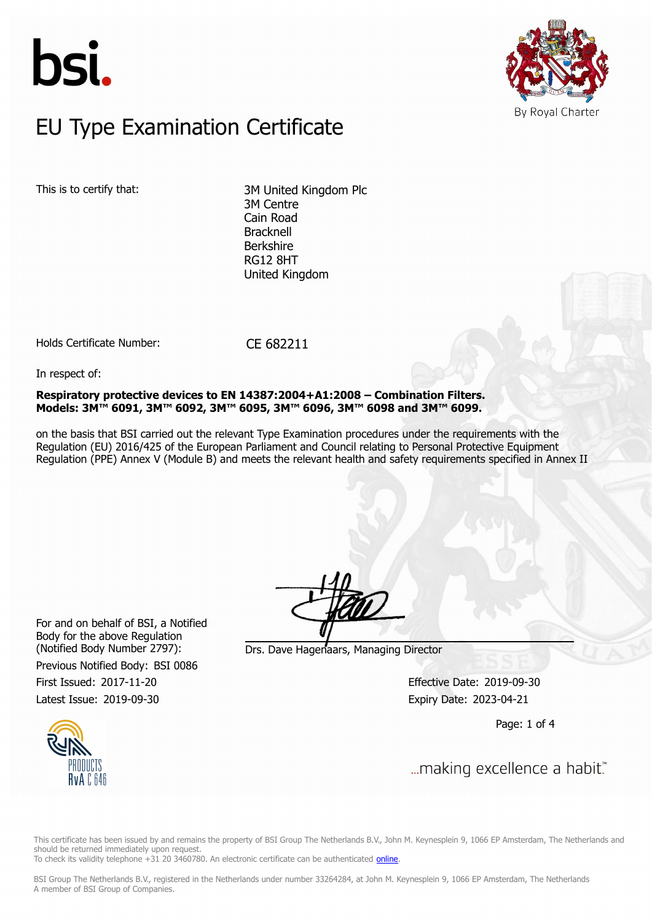bsi.

By Royal Charter

# EU Type Examination Certificate

This is to certify that:

3M United Kingdom Plc
3M Centre
Cain Road
Bracknell
Berkshire
RG12 8HT
United Kingdom

Holds Certificate Number: CE 682211

In respect of:

**Respiratory protective devices to EN 14387:2004+A1:2008 – Combination Filters. Models: 3M™ 6091, 3M™ 6092, 3M™ 6095, 3M™ 6096, 3M™ 6098 and 3M™ 6099.**

on the basis that BSI carried out the relevant Type Examination procedures under the requirements with the Regulation (EU) 2016/425 of the European Parliament and Council relating to Personal Protective Equipment Regulation (PPE) Annex V (Module B) and meets the relevant health and safety requirements specified in Annex II

For and on behalf of BSI, a Notified Body for the above Regulation (Notified Body Number 2797):

Drs. Dave Hagenaars, Managing Director

Previous Notified Body: BSI 0086

First Issued: 2017-11-20

Latest Issue: 2019-09-30

Effective Date: 2019-09-30

Expiry Date: 2023-04-21

PRODUCTS
RvA C 646

...making excellence a habit.™

This certificate has been issued by and remains the property of BSI Group The Netherlands B.V., John M. Keynesplein 9, 1066 EP Amsterdam, The Netherlands and should be returned immediately upon request.
To check its validity telephone +31 20 3460780. An electronic certificate can be authenticated online.

BSI Group The Netherlands B.V., registered in the Netherlands under number 33264284, at John M. Keynesplein 9, 1066 EP Amsterdam, The Netherlands
A member of BSI Group of Companies.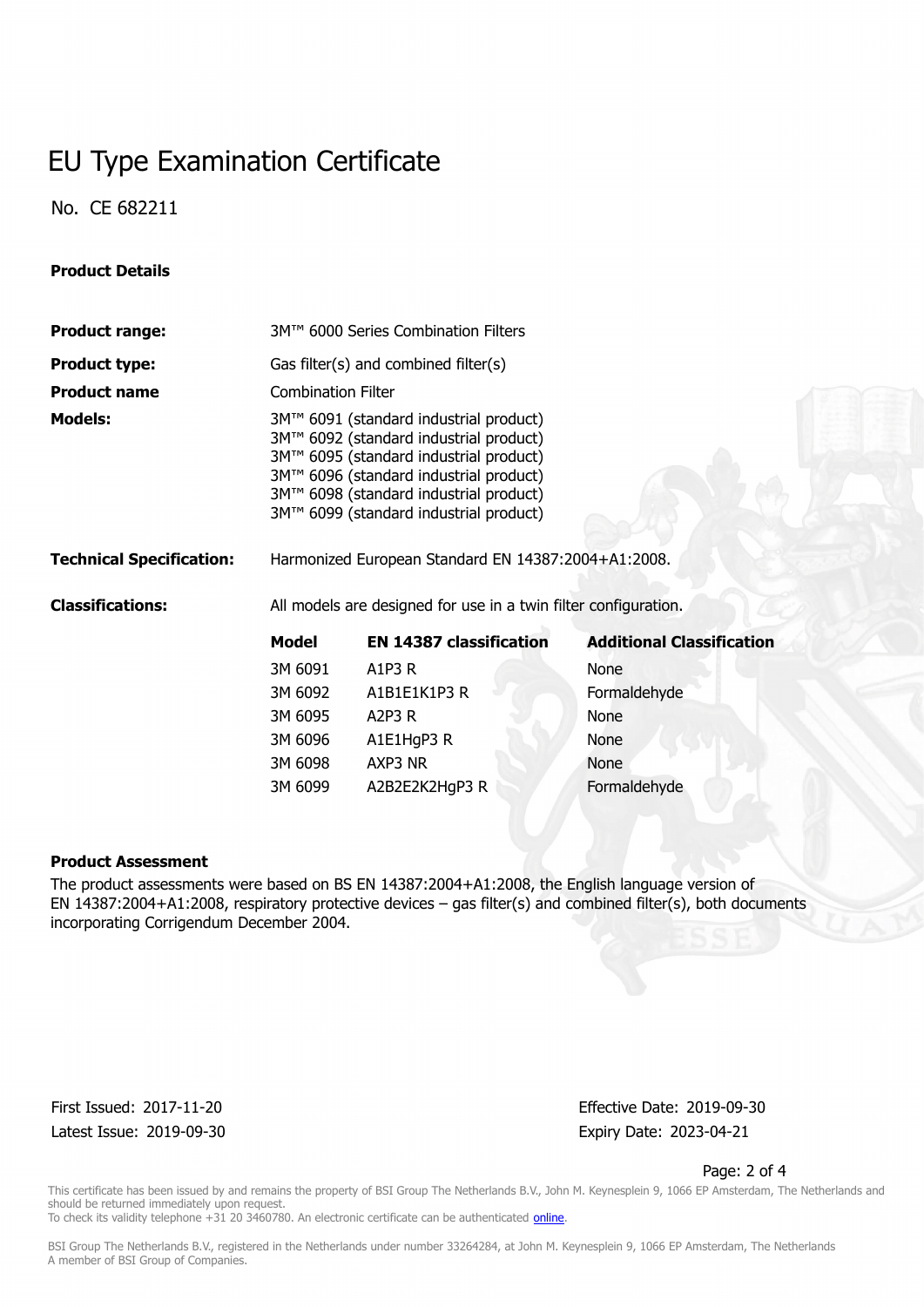# EU Type Examination Certificate

No. CE 682211

**Product Details**

**Product range:** 3M™ 6000 Series Combination Filters

**Product type:** Gas filter(s) and combined filter(s)

**Product name** Combination Filter

**Models:**
3M™ 6091 (standard industrial product)
3M™ 6092 (standard industrial product)
3M™ 6095 (standard industrial product)
3M™ 6096 (standard industrial product)
3M™ 6098 (standard industrial product)
3M™ 6099 (standard industrial product)

**Technical Specification:** Harmonized European Standard EN 14387:2004+A1:2008.

**Classifications:** All models are designed for use in a twin filter configuration.

| Model | EN 14387 classification | Additional Classification |
| --- | --- | --- |
| 3M 6091 | A1P3 R | None |
| 3M 6092 | A1B1E1K1P3 R | Formaldehyde |
| 3M 6095 | A2P3 R | None |
| 3M 6096 | A1E1HgP3 R | None |
| 3M 6098 | AXP3 NR | None |
| 3M 6099 | A2B2E2K2HgP3 R | Formaldehyde |

**Product Assessment**

The product assessments were based on BS EN 14387:2004+A1:2008, the English language version of EN 14387:2004+A1:2008, respiratory protective devices – gas filter(s) and combined filter(s), both documents incorporating Corrigendum December 2004.

First Issued: 2017-11-20
Latest Issue: 2019-09-30

Effective Date: 2019-09-30
Expiry Date: 2023-04-21

This certificate has been issued by and remains the property of BSI Group The Netherlands B.V., John M. Keynesplein 9, 1066 EP Amsterdam, The Netherlands and should be returned immediately upon request.
To check its validity telephone +31 20 3460780. An electronic certificate can be authenticated online.

BSI Group The Netherlands B.V., registered in the Netherlands under number 33264284, at John M. Keynesplein 9, 1066 EP Amsterdam, The Netherlands
A member of BSI Group of Companies.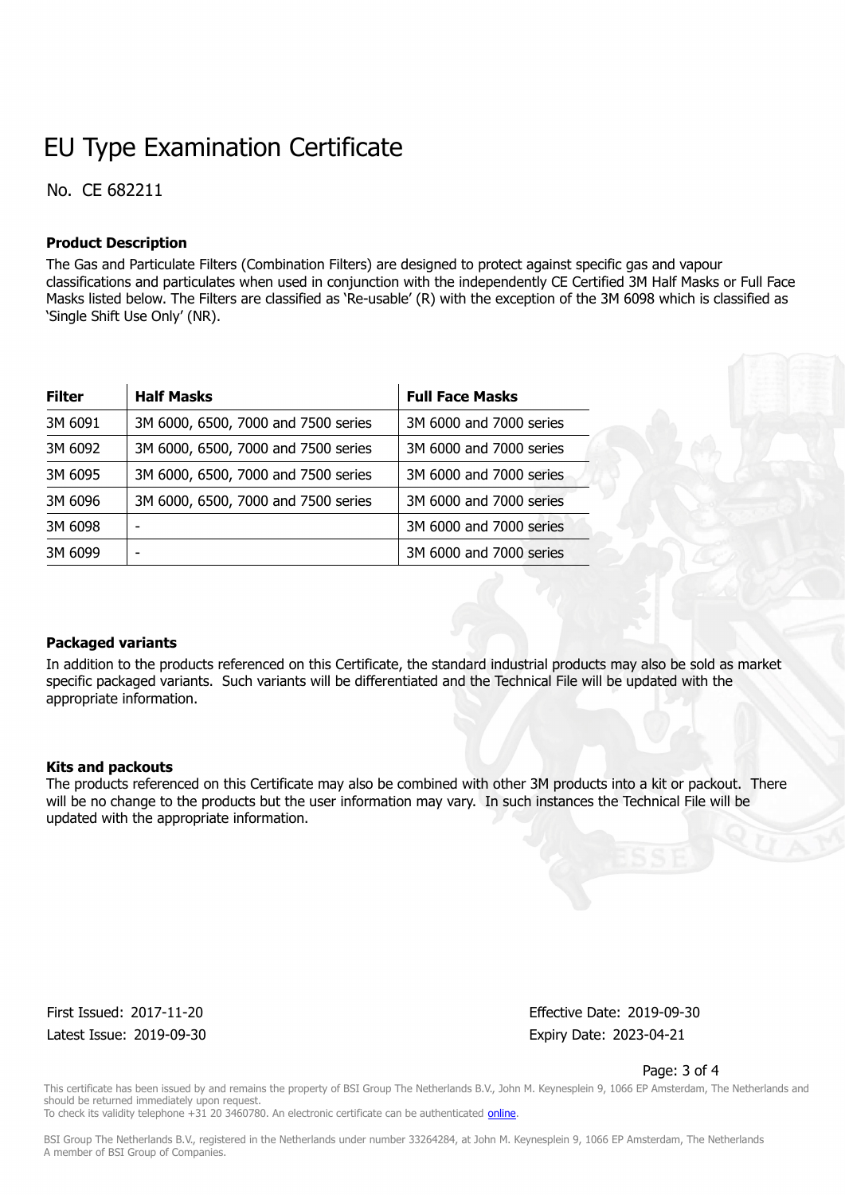# EU Type Examination Certificate

No. CE 682211

### Product Description

The Gas and Particulate Filters (Combination Filters) are designed to protect against specific gas and vapour classifications and particulates when used in conjunction with the independently CE Certified 3M Half Masks or Full Face Masks listed below. The Filters are classified as 'Re-usable' (R) with the exception of the 3M 6098 which is classified as 'Single Shift Use Only' (NR).

| Filter | Half Masks | Full Face Masks |
|---|---|---|
| 3M 6091 | 3M 6000, 6500, 7000 and 7500 series | 3M 6000 and 7000 series |
| 3M 6092 | 3M 6000, 6500, 7000 and 7500 series | 3M 6000 and 7000 series |
| 3M 6095 | 3M 6000, 6500, 7000 and 7500 series | 3M 6000 and 7000 series |
| 3M 6096 | 3M 6000, 6500, 7000 and 7500 series | 3M 6000 and 7000 series |
| 3M 6098 | - | 3M 6000 and 7000 series |
| 3M 6099 | - | 3M 6000 and 7000 series |

### Packaged variants

In addition to the products referenced on this Certificate, the standard industrial products may also be sold as market specific packaged variants. Such variants will be differentiated and the Technical File will be updated with the appropriate information.

### Kits and packouts

The products referenced on this Certificate may also be combined with other 3M products into a kit or packout. There will be no change to the products but the user information may vary. In such instances the Technical File will be updated with the appropriate information.

First Issued: 2017-11-20
Latest Issue: 2019-09-30

Effective Date: 2019-09-30
Expiry Date: 2023-04-21

This certificate has been issued by and remains the property of BSI Group The Netherlands B.V., John M. Keynesplein 9, 1066 EP Amsterdam, The Netherlands and should be returned immediately upon request.
To check its validity telephone +31 20 3460780. An electronic certificate can be authenticated online.

BSI Group The Netherlands B.V., registered in the Netherlands under number 33264284, at John M. Keynesplein 9, 1066 EP Amsterdam, The Netherlands
A member of BSI Group of Companies.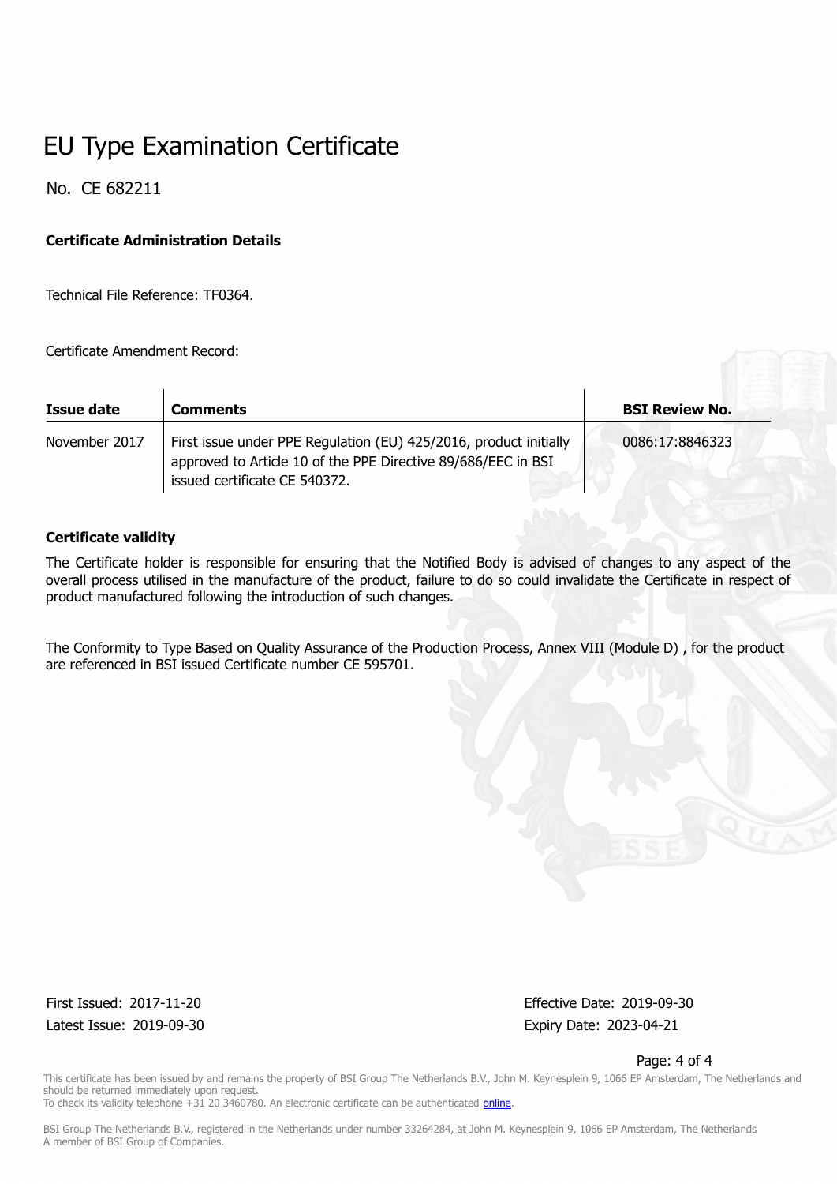# EU Type Examination Certificate

No. CE 682211

**Certificate Administration Details**

Technical File Reference: TF0364.

Certificate Amendment Record:

| Issue date | Comments | BSI Review No. |
|---|---|---|
| November 2017 | First issue under PPE Regulation (EU) 425/2016, product initially approved to Article 10 of the PPE Directive 89/686/EEC in BSI issued certificate CE 540372. | 0086:17:8846323 |

**Certificate validity**

The Certificate holder is responsible for ensuring that the Notified Body is advised of changes to any aspect of the overall process utilised in the manufacture of the product, failure to do so could invalidate the Certificate in respect of product manufactured following the introduction of such changes.

The Conformity to Type Based on Quality Assurance of the Production Process, Annex VIII (Module D) , for the product are referenced in BSI issued Certificate number CE 595701.

First Issued: 2017-11-20
Latest Issue: 2019-09-30

Effective Date: 2019-09-30
Expiry Date: 2023-04-21

This certificate has been issued by and remains the property of BSI Group The Netherlands B.V., John M. Keynesplein 9, 1066 EP Amsterdam, The Netherlands and should be returned immediately upon request.
To check its validity telephone +31 20 3460780. An electronic certificate can be authenticated online.

BSI Group The Netherlands B.V., registered in the Netherlands under number 33264284, at John M. Keynesplein 9, 1066 EP Amsterdam, The Netherlands
A member of BSI Group of Companies.